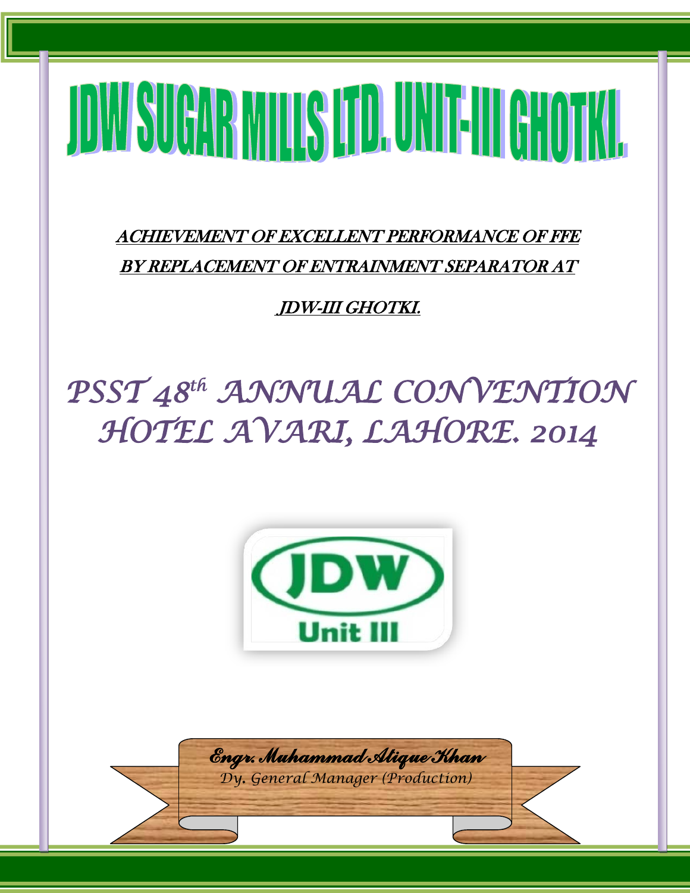# JDW SUGAR MILLS LTD. UNIT-III GHOTKI.

**ACHIEVEMENT OF EXCELLENT PERFORMANCE OF FFE BY REPLACEMENT OF ENTRAINMENT SEPARATOR AT JDW-III GHOTKI.**

## *PSST 48th ANNUAL CONVENTION HOTEL AVARI, LAHORE. 2014*

JDW
Unit III

***Engr. Muhammad Alique Khan***
*Dy. General Manager (Production)*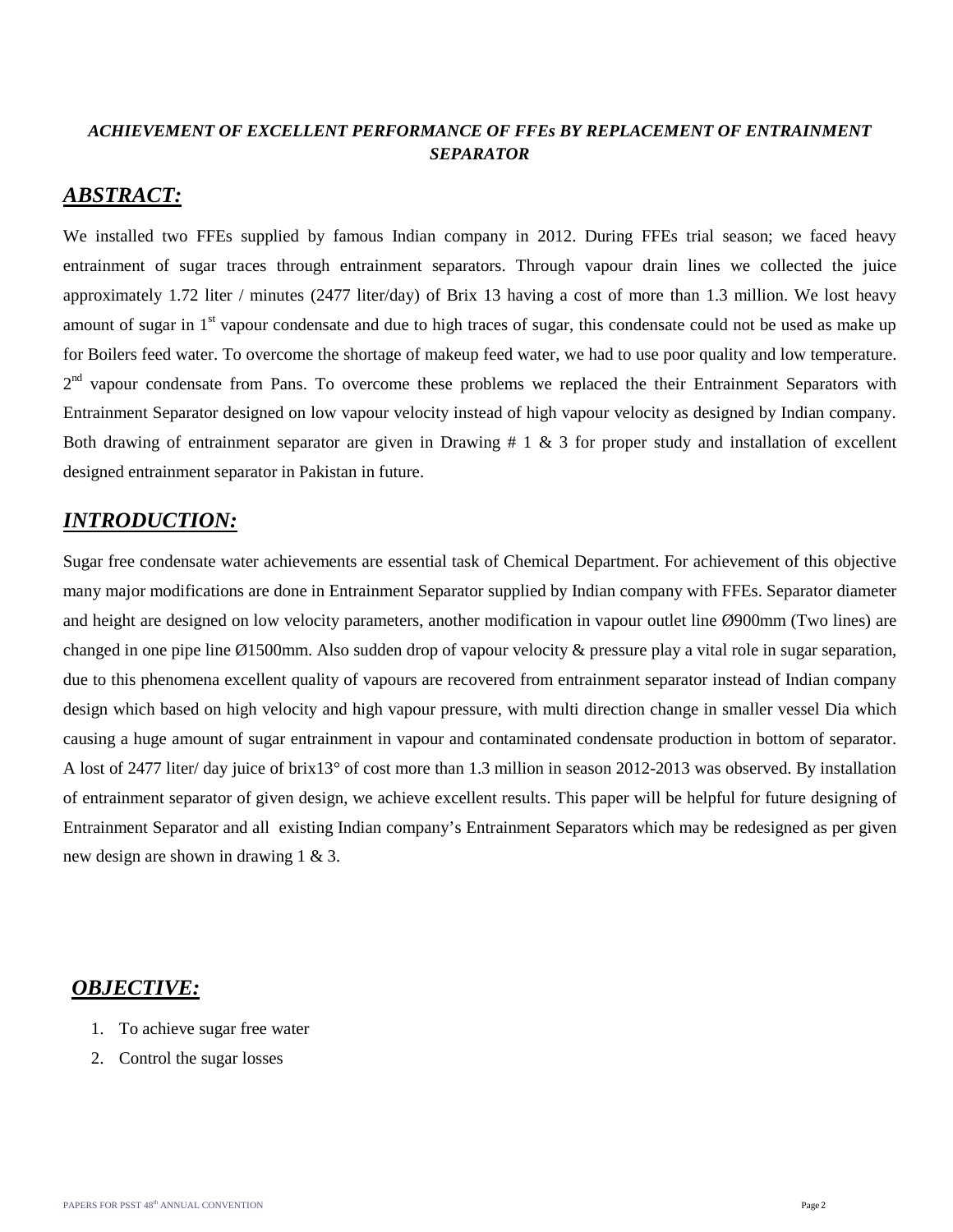***ACHIEVEMENT OF EXCELLENT PERFORMANCE OF FFEs BY REPLACEMENT OF ENTRAINMENT SEPARATOR***

## ***ABSTRACT:***

We installed two FFEs supplied by famous Indian company in 2012. During FFEs trial season; we faced heavy entrainment of sugar traces through entrainment separators. Through vapour drain lines we collected the juice approximately 1.72 liter / minutes (2477 liter/day) of Brix 13 having a cost of more than 1.3 million. We lost heavy amount of sugar in 1st vapour condensate and due to high traces of sugar, this condensate could not be used as make up for Boilers feed water. To overcome the shortage of makeup feed water, we had to use poor quality and low temperature. 2nd vapour condensate from Pans. To overcome these problems we replaced the their Entrainment Separators with Entrainment Separator designed on low vapour velocity instead of high vapour velocity as designed by Indian company. Both drawing of entrainment separator are given in Drawing # 1 & 3 for proper study and installation of excellent designed entrainment separator in Pakistan in future.

## ***INTRODUCTION:***

Sugar free condensate water achievements are essential task of Chemical Department. For achievement of this objective many major modifications are done in Entrainment Separator supplied by Indian company with FFEs. Separator diameter and height are designed on low velocity parameters, another modification in vapour outlet line Ø900mm (Two lines) are changed in one pipe line Ø1500mm. Also sudden drop of vapour velocity & pressure play a vital role in sugar separation, due to this phenomena excellent quality of vapours are recovered from entrainment separator instead of Indian company design which based on high velocity and high vapour pressure, with multi direction change in smaller vessel Dia which causing a huge amount of sugar entrainment in vapour and contaminated condensate production in bottom of separator. A lost of 2477 liter/ day juice of brix13° of cost more than 1.3 million in season 2012-2013 was observed. By installation of entrainment separator of given design, we achieve excellent results. This paper will be helpful for future designing of Entrainment Separator and all existing Indian company's Entrainment Separators which may be redesigned as per given new design are shown in drawing 1 & 3.

## ***OBJECTIVE:***

1. To achieve sugar free water
2. Control the sugar losses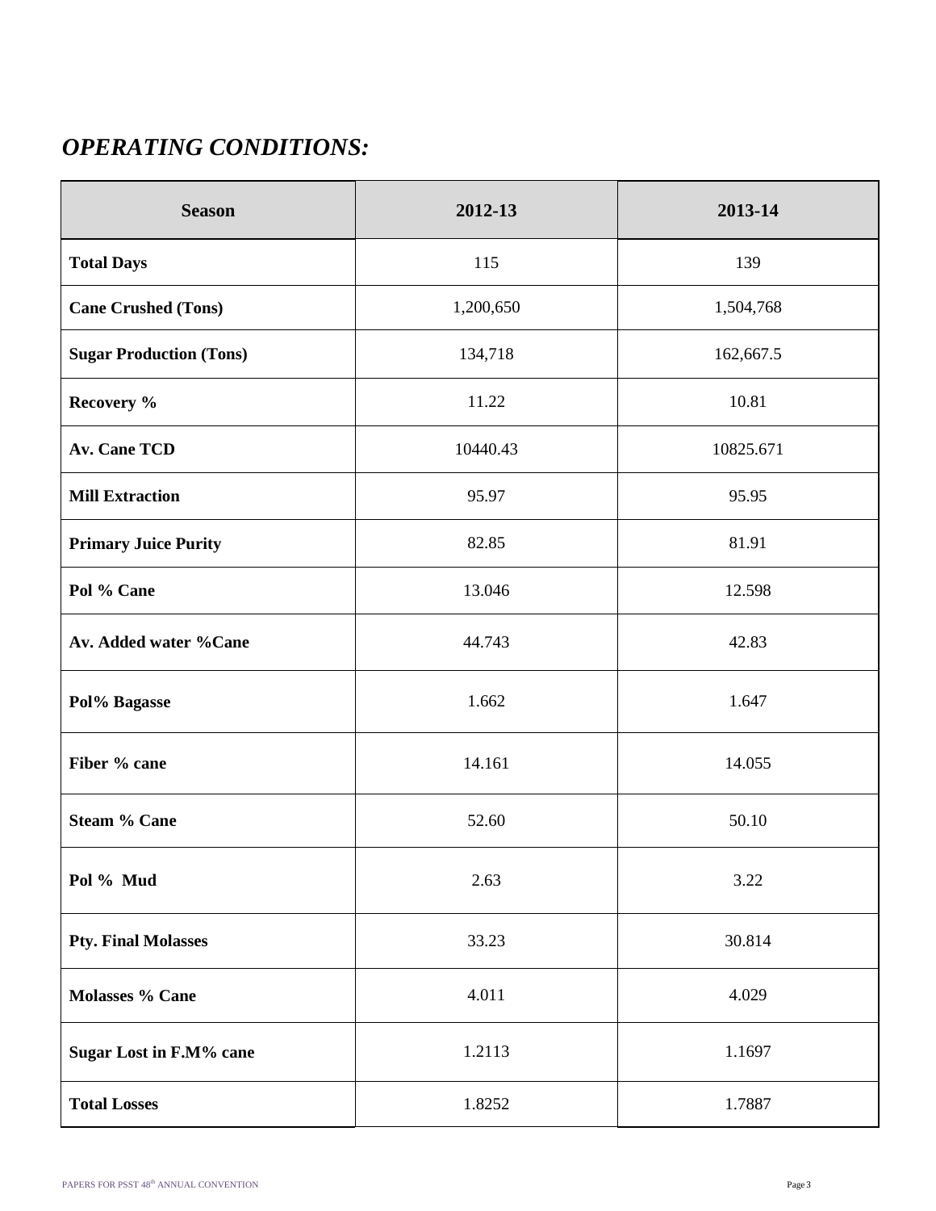## *OPERATING CONDITIONS:*

| Season | 2012-13 | 2013-14 |
|---|---|---|
| **Total Days** | 115 | 139 |
| **Cane Crushed (Tons)** | 1,200,650 | 1,504,768 |
| **Sugar Production (Tons)** | 134,718 | 162,667.5 |
| **Recovery %** | 11.22 | 10.81 |
| **Av. Cane TCD** | 10440.43 | 10825.671 |
| **Mill Extraction** | 95.97 | 95.95 |
| **Primary Juice Purity** | 82.85 | 81.91 |
| **Pol % Cane** | 13.046 | 12.598 |
| **Av. Added water %Cane** | 44.743 | 42.83 |
| **Pol% Bagasse** | 1.662 | 1.647 |
| **Fiber % cane** | 14.161 | 14.055 |
| **Steam % Cane** | 52.60 | 50.10 |
| **Pol % Mud** | 2.63 | 3.22 |
| **Pty. Final Molasses** | 33.23 | 30.814 |
| **Molasses % Cane** | 4.011 | 4.029 |
| **Sugar Lost in F.M% cane** | 1.2113 | 1.1697 |
| **Total Losses** | 1.8252 | 1.7887 |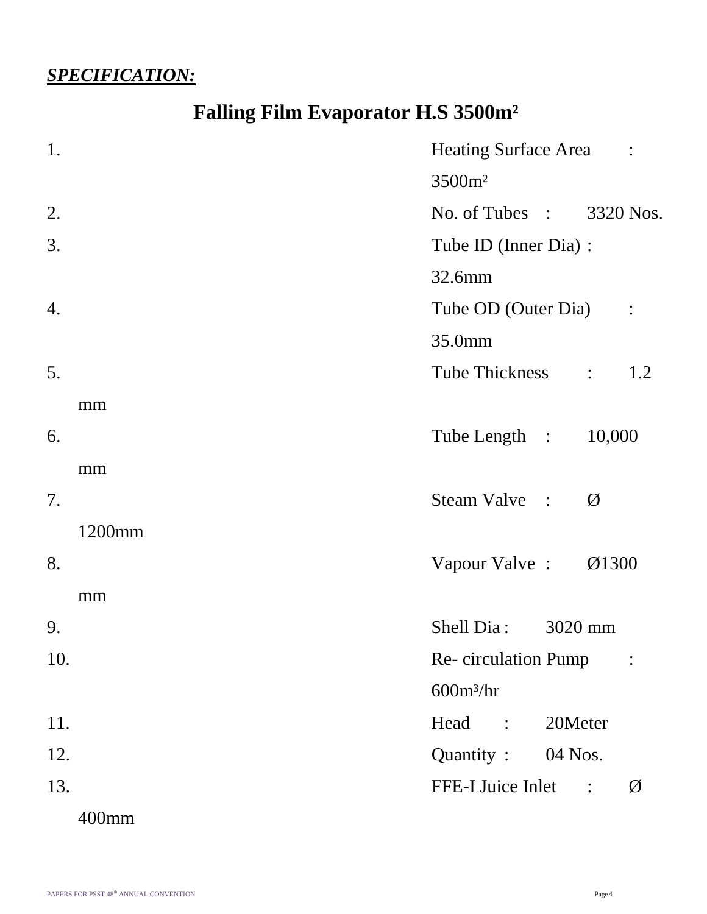***SPECIFICATION:***

## Falling Film Evaporator H.S 3500m²

1. Heating Surface Area : 3500m²
2. No. of Tubes : 3320 Nos.
3. Tube ID (Inner Dia) : 32.6mm
4. Tube OD (Outer Dia) : 35.0mm
5. Tube Thickness : 1.2 mm
6. Tube Length : 10,000 mm
7. Steam Valve : Ø 1200mm
8. Vapour Valve : Ø1300 mm
9. Shell Dia : 3020 mm
10. Re- circulation Pump : 600m³/hr
11. Head : 20Meter
12. Quantity : 04 Nos.
13. FFE-I Juice Inlet : Ø 400mm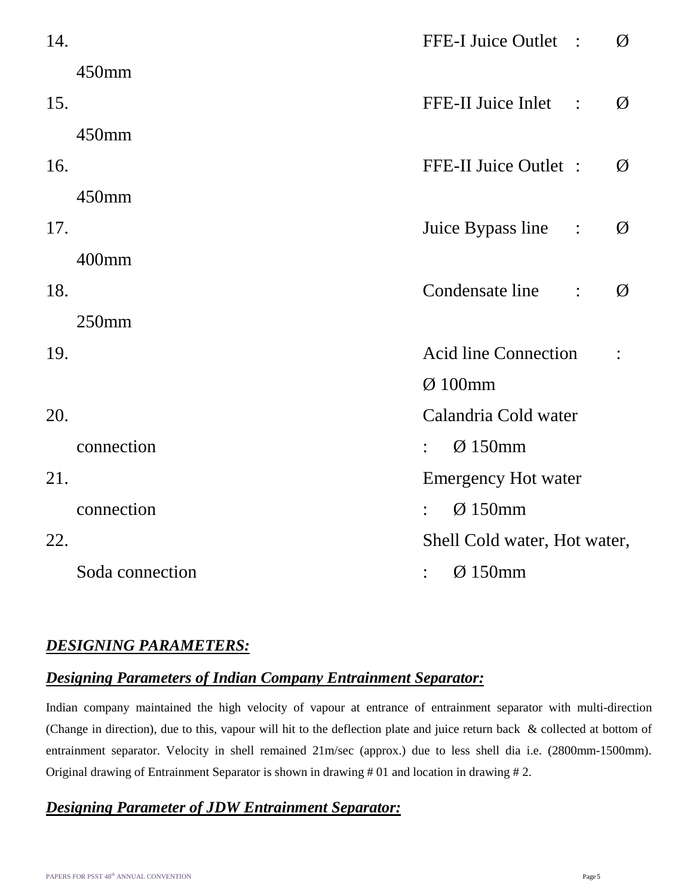14. FFE-I Juice Outlet : Ø 450mm
15. FFE-II Juice Inlet : Ø 450mm
16. FFE-II Juice Outlet : Ø 450mm
17. Juice Bypass line : Ø 400mm
18. Condensate line : Ø 250mm
19. Acid line Connection : Ø 100mm
20. Calandria Cold water connection : Ø 150mm
21. Emergency Hot water connection : Ø 150mm
22. Shell Cold water, Hot water, Soda connection : Ø 150mm

## ***DESIGNING PARAMETERS:***

### ***Designing Parameters of Indian Company Entrainment Separator:***

Indian company maintained the high velocity of vapour at entrance of entrainment separator with multi-direction (Change in direction), due to this, vapour will hit to the deflection plate and juice return back & collected at bottom of entrainment separator. Velocity in shell remained 21m/sec (approx.) due to less shell dia i.e. (2800mm-1500mm). Original drawing of Entrainment Separator is shown in drawing # 01 and location in drawing # 2.

### ***Designing Parameter of JDW Entrainment Separator:***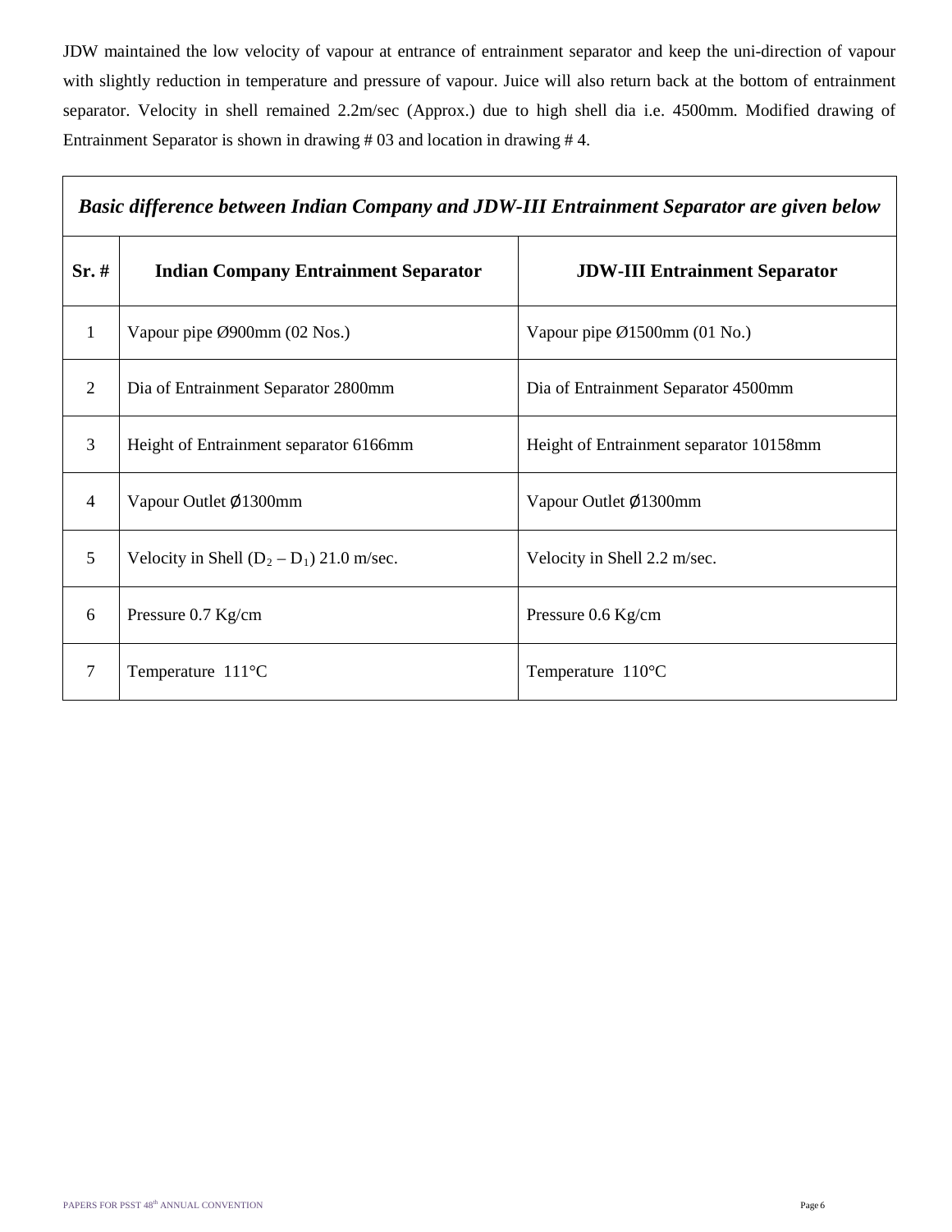JDW maintained the low velocity of vapour at entrance of entrainment separator and keep the uni-direction of vapour with slightly reduction in temperature and pressure of vapour. Juice will also return back at the bottom of entrainment separator. Velocity in shell remained 2.2m/sec (Approx.) due to high shell dia i.e. 4500mm. Modified drawing of Entrainment Separator is shown in drawing # 03 and location in drawing # 4.

| ***Basic difference between Indian Company and JDW-III Entrainment Separator are given below*** | | |
|---|---|---|
| **Sr. #** | **Indian Company Entrainment Separator** | **JDW-III Entrainment Separator** |
| 1 | Vapour pipe Ø900mm (02 Nos.) | Vapour pipe Ø1500mm (01 No.) |
| 2 | Dia of Entrainment Separator 2800mm | Dia of Entrainment Separator 4500mm |
| 3 | Height of Entrainment separator 6166mm | Height of Entrainment separator 10158mm |
| 4 | Vapour Outlet Ø1300mm | Vapour Outlet Ø1300mm |
| 5 | Velocity in Shell ($D_2 – D_1$) 21.0 m/sec. | Velocity in Shell 2.2 m/sec. |
| 6 | Pressure 0.7 Kg/cm | Pressure 0.6 Kg/cm |
| 7 | Temperature 111°C | Temperature 110°C |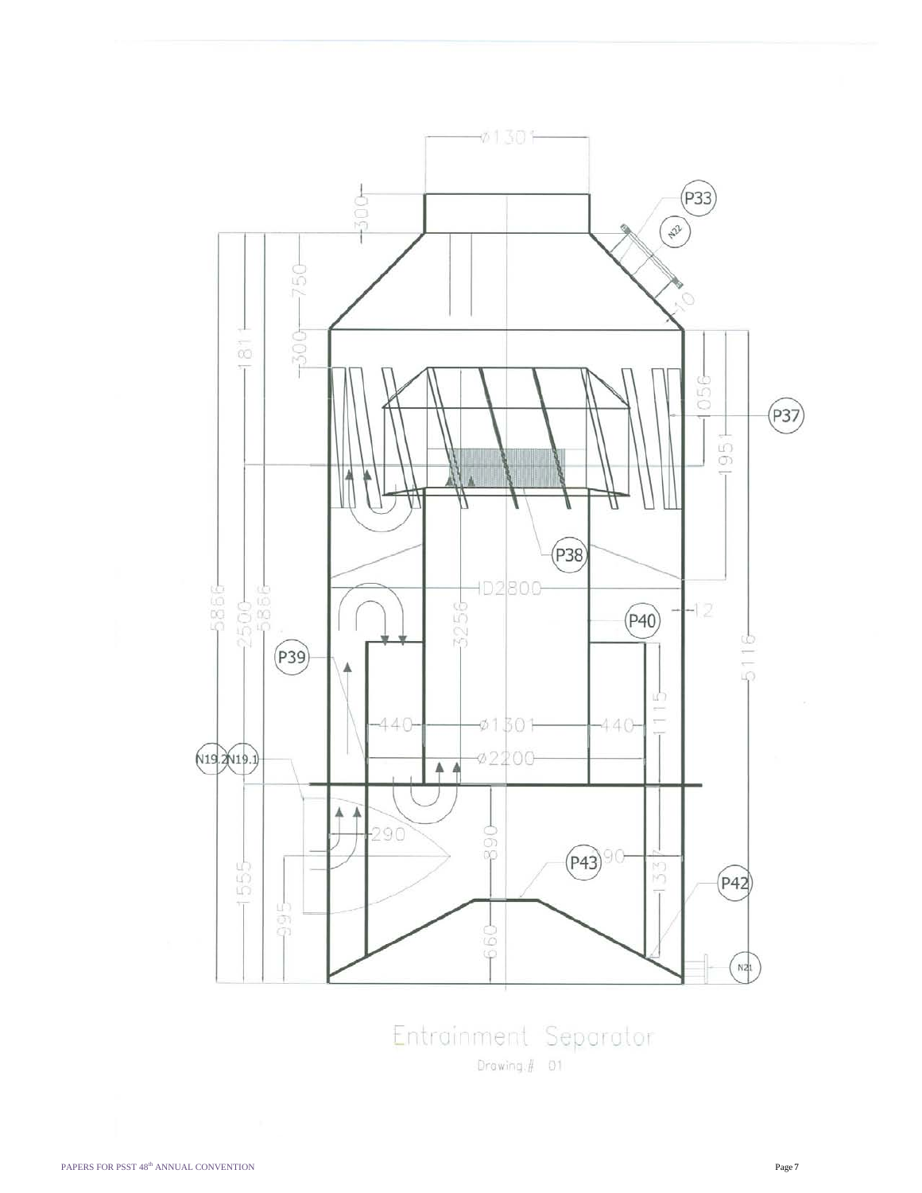Entrainment Separator

Drawing # 01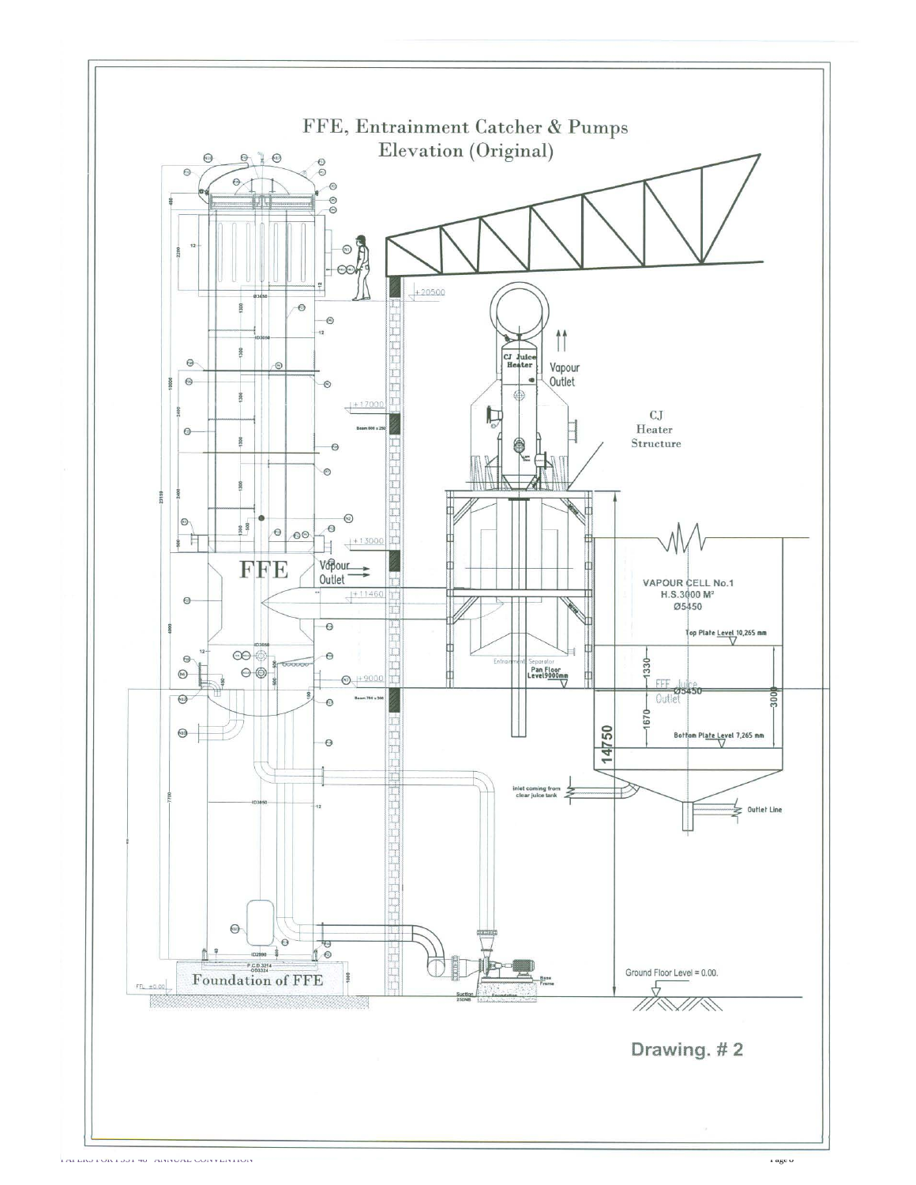# FFE, Entrainment Catcher & Pumps Elevation (Original)

FFE

Vapour Outlet

CJ Juice Heater

Vapour Outlet

CJ Heater Structure

+20500

+17000

+13000

+11460

+9000

Entrainment Separator

Pan Floor Level 9000mm

VAPOUR CELL No.1
H.S.3000 M²
Ø5450

Top Plate Level 10,265 mm

FFE Juice Outlet

Ø5450

1330

1670

3000

14750

Bottom Plate Level 7,265 mm

Inlet coming from clear juice tank

Outlet Line

Foundation of FFE

Ground Floor Level = 0.00.

Drawing. # 2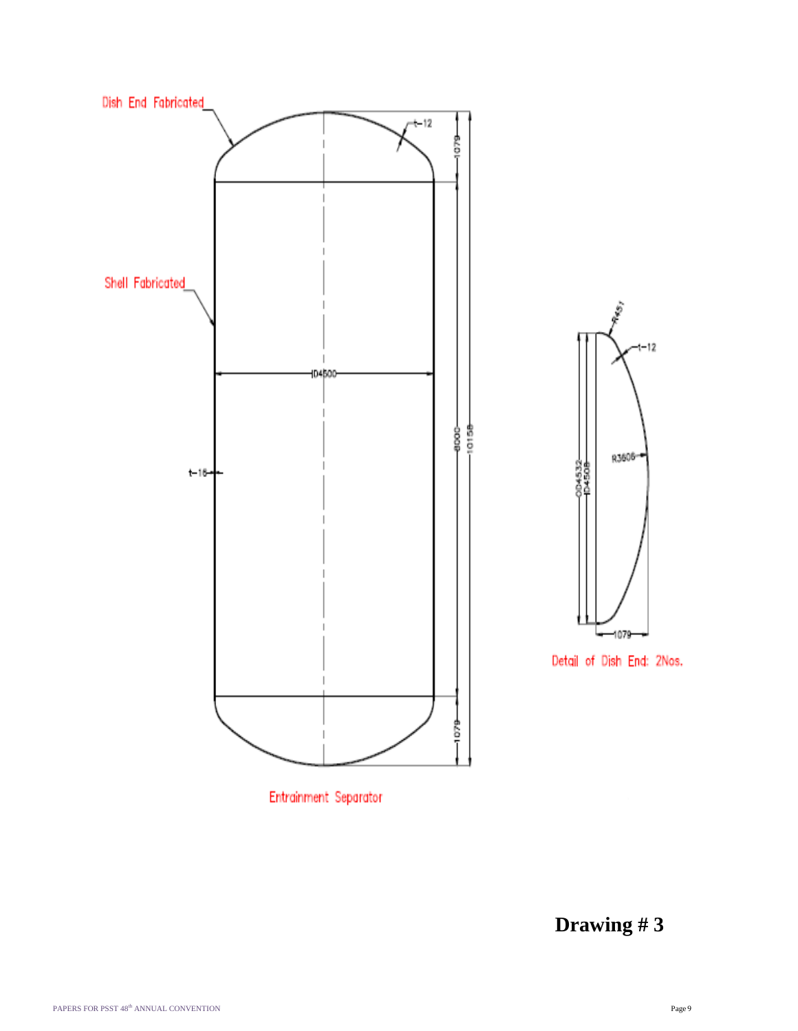Dish End Fabricated

t-12

1079

Shell Fabricated

ID4500

8000

10158

t-16

1079

Entrainment Separator

R451

t-12

R3606

OD4532
ID4508

1079

Detail of Dish End: 2Nos.

**Drawing # 3**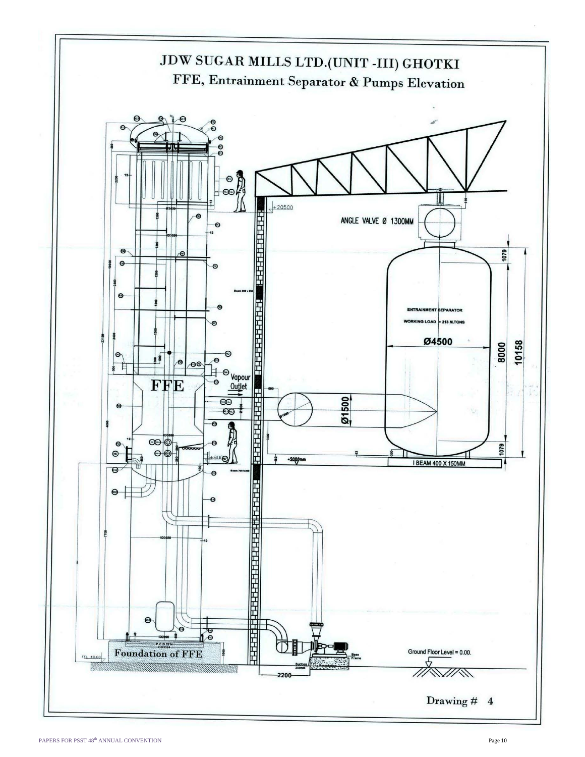# JDW SUGAR MILLS LTD.(UNIT -III) GHOTKI

## FFE, Entrainment Separator & Pumps Elevation

FFE

Vapour Outlet

ANGLE VALVE Ø 1300MM

ENTRAINMENT SEPARATOR

WORKING LOAD = 213 M.TONS

Ø4500

Ø1500

8000

10158

1079

1079

+20500

+9000mm

I BEAM 400 X 150MM

Foundation of FFE

Ground Floor Level = 0.00.

2200

Drawing # 4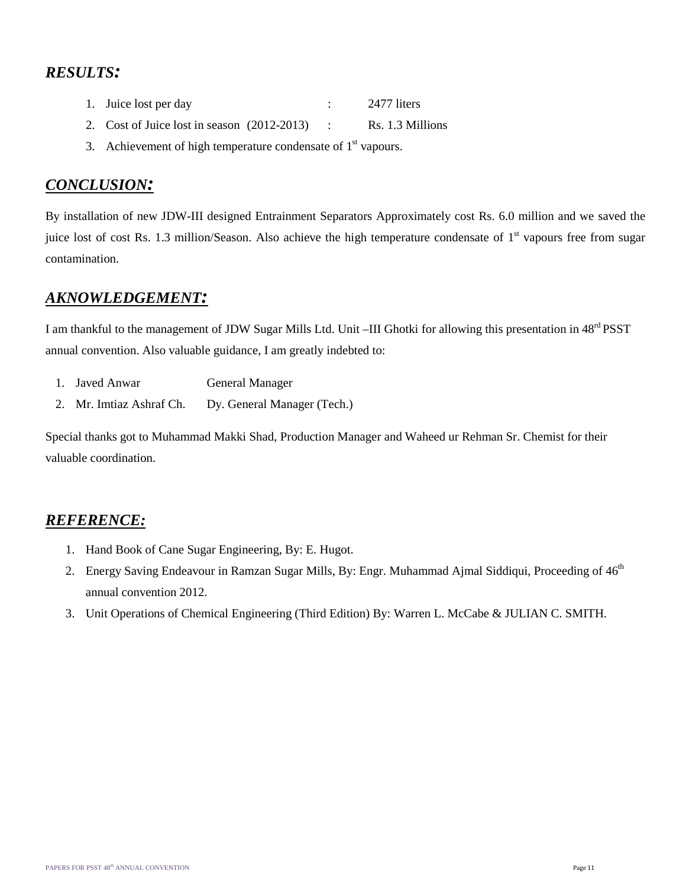## *RESULTS:*

1. Juice lost per day : 2477 liters
2. Cost of Juice lost in season (2012-2013) : Rs. 1.3 Millions
3. Achievement of high temperature condensate of 1st vapours.

## ***CONCLUSION:***

By installation of new JDW-III designed Entrainment Separators Approximately cost Rs. 6.0 million and we saved the juice lost of cost Rs. 1.3 million/Season. Also achieve the high temperature condensate of 1st vapours free from sugar contamination.

## ***AKNOWLEDGEMENT:***

I am thankful to the management of JDW Sugar Mills Ltd. Unit –III Ghotki for allowing this presentation in 48rd PSST annual convention. Also valuable guidance, I am greatly indebted to:

1. Javed Anwar General Manager
2. Mr. Imtiaz Ashraf Ch. Dy. General Manager (Tech.)

Special thanks got to Muhammad Makki Shad, Production Manager and Waheed ur Rehman Sr. Chemist for their valuable coordination.

## ***REFERENCE:***

1. Hand Book of Cane Sugar Engineering, By: E. Hugot.
2. Energy Saving Endeavour in Ramzan Sugar Mills, By: Engr. Muhammad Ajmal Siddiqui, Proceeding of 46th annual convention 2012.
3. Unit Operations of Chemical Engineering (Third Edition) By: Warren L. McCabe & JULIAN C. SMITH.